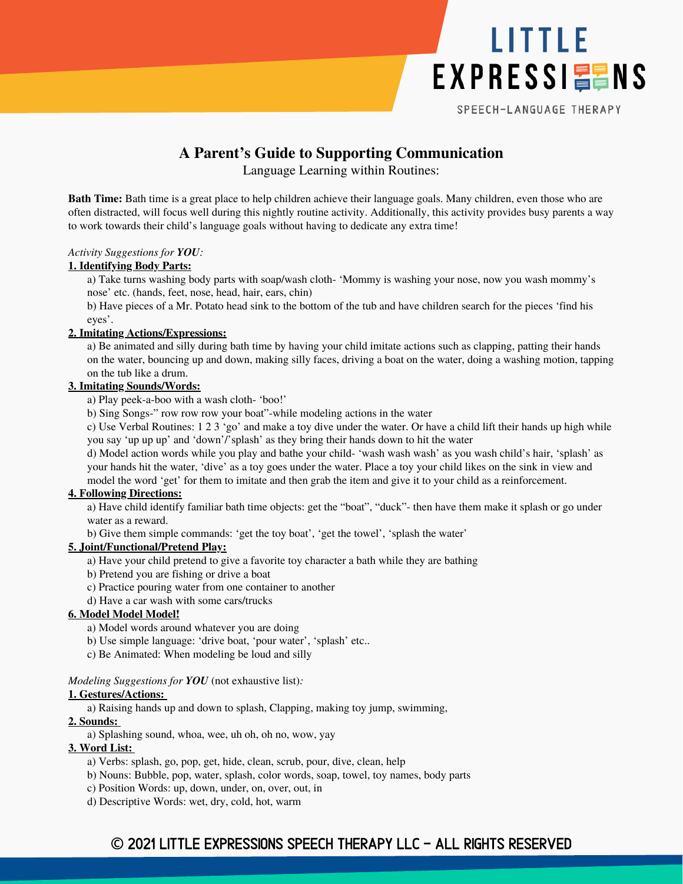LITTLE EXPRESSIONS

SPEECH-LANGUAGE THERAPY

# A Parent's Guide to Supporting Communication

Language Learning within Routines:

**Bath Time:** Bath time is a great place to help children achieve their language goals. Many children, even those who are often distracted, will focus well during this nightly routine activity. Additionally, this activity provides busy parents a way to work towards their child's language goals without having to dedicate any extra time!

*Activity Suggestions for **YOU**:*

**1. Identifying Body Parts:**

a) Take turns washing body parts with soap/wash cloth- 'Mommy is washing your nose, now you wash mommy's nose' etc. (hands, feet, nose, head, hair, ears, chin)

b) Have pieces of a Mr. Potato head sink to the bottom of the tub and have children search for the pieces 'find his eyes'.

**2. Imitating Actions/Expressions:**

a) Be animated and silly during bath time by having your child imitate actions such as clapping, patting their hands on the water, bouncing up and down, making silly faces, driving a boat on the water, doing a washing motion, tapping on the tub like a drum.

**3. Imitating Sounds/Words:**

a) Play peek-a-boo with a wash cloth- 'boo!'

b) Sing Songs-" row row row your boat"-while modeling actions in the water

c) Use Verbal Routines: 1 2 3 'go' and make a toy dive under the water. Or have a child lift their hands up high while you say 'up up up' and 'down'/'splash' as they bring their hands down to hit the water

d) Model action words while you play and bathe your child- 'wash wash wash' as you wash child's hair, 'splash' as your hands hit the water, 'dive' as a toy goes under the water. Place a toy your child likes on the sink in view and model the word 'get' for them to imitate and then grab the item and give it to your child as a reinforcement.

**4. Following Directions:**

a) Have child identify familiar bath time objects: get the "boat", "duck"- then have them make it splash or go under water as a reward.

b) Give them simple commands: 'get the toy boat', 'get the towel', 'splash the water'

**5. Joint/Functional/Pretend Play:**

a) Have your child pretend to give a favorite toy character a bath while they are bathing

b) Pretend you are fishing or drive a boat

c) Practice pouring water from one container to another

d) Have a car wash with some cars/trucks

**6. Model Model Model!**

a) Model words around whatever you are doing

b) Use simple language: 'drive boat, 'pour water', 'splash' etc..

c) Be Animated: When modeling be loud and silly

*Modeling Suggestions for **YOU*** (not exhaustive list)*:*

**1. Gestures/Actions:**

a) Raising hands up and down to splash, Clapping, making toy jump, swimming,

**2. Sounds:**

a) Splashing sound, whoa, wee, uh oh, oh no, wow, yay

**3. Word List:**

a) Verbs: splash, go, pop, get, hide, clean, scrub, pour, dive, clean, help

b) Nouns: Bubble, pop, water, splash, color words, soap, towel, toy names, body parts

c) Position Words: up, down, under, on, over, out, in

d) Descriptive Words: wet, dry, cold, hot, warm

© 2021 LITTLE EXPRESSIONS SPEECH THERAPY LLC – ALL RIGHTS RESERVED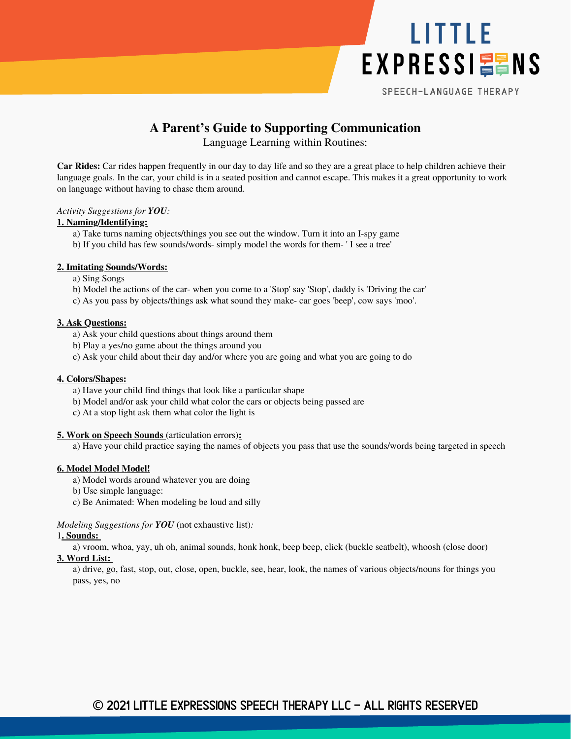# A Parent's Guide to Supporting Communication

Language Learning within Routines:

**Car Rides:** Car rides happen frequently in our day to day life and so they are a great place to help children achieve their language goals. In the car, your child is in a seated position and cannot escape. This makes it a great opportunity to work on language without having to chase them around.

*Activity Suggestions for **YOU**:*

**1. Naming/Identifying:**

a) Take turns naming objects/things you see out the window. Turn it into an I-spy game
b) If you child has few sounds/words- simply model the words for them- ' I see a tree'

**2. Imitating Sounds/Words:**

a) Sing Songs
b) Model the actions of the car- when you come to a 'Stop' say 'Stop', daddy is 'Driving the car'
c) As you pass by objects/things ask what sound they make- car goes 'beep', cow says 'moo'.

**3. Ask Questions:**

a) Ask your child questions about things around them
b) Play a yes/no game about the things around you
c) Ask your child about their day and/or where you are going and what you are going to do

**4. Colors/Shapes:**

a) Have your child find things that look like a particular shape
b) Model and/or ask your child what color the cars or objects being passed are
c) At a stop light ask them what color the light is

**5. Work on Speech Sounds** (articulation errors)**:**

a) Have your child practice saying the names of objects you pass that use the sounds/words being targeted in speech

**6. Model Model Model!**

a) Model words around whatever you are doing
b) Use simple language:
c) Be Animated: When modeling be loud and silly

*Modeling Suggestions for **YOU*** (not exhaustive list)*:*

1**. Sounds:**

a) vroom, whoa, yay, uh oh, animal sounds, honk honk, beep beep, click (buckle seatbelt), whoosh (close door)

**3. Word List:**

a) drive, go, fast, stop, out, close, open, buckle, see, hear, look, the names of various objects/nouns for things you pass, yes, no

© 2021 LITTLE EXPRESSIONS SPEECH THERAPY LLC - ALL RIGHTS RESERVED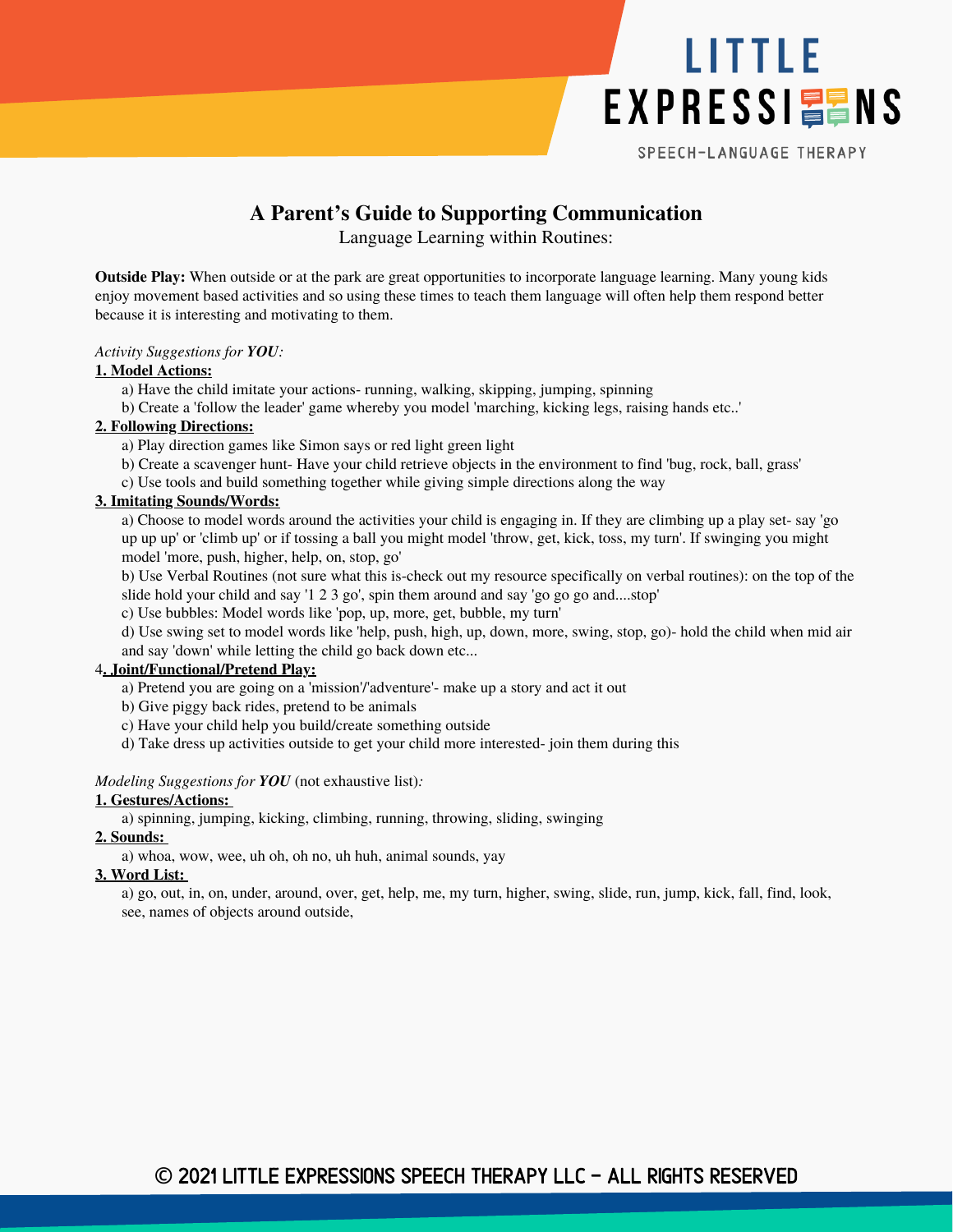# A Parent's Guide to Supporting Communication

Language Learning within Routines:

**Outside Play:** When outside or at the park are great opportunities to incorporate language learning. Many young kids enjoy movement based activities and so using these times to teach them language will often help them respond better because it is interesting and motivating to them.

*Activity Suggestions for **YOU**:*

**1. Model Actions:**

a) Have the child imitate your actions- running, walking, skipping, jumping, spinning

b) Create a 'follow the leader' game whereby you model 'marching, kicking legs, raising hands etc..'

**2. Following Directions:**

a) Play direction games like Simon says or red light green light

b) Create a scavenger hunt- Have your child retrieve objects in the environment to find 'bug, rock, ball, grass'

c) Use tools and build something together while giving simple directions along the way

**3. Imitating Sounds/Words:**

a) Choose to model words around the activities your child is engaging in. If they are climbing up a play set- say 'go up up up' or 'climb up' or if tossing a ball you might model 'throw, get, kick, toss, my turn'. If swinging you might model 'more, push, higher, help, on, stop, go'

b) Use Verbal Routines (not sure what this is-check out my resource specifically on verbal routines): on the top of the slide hold your child and say '1 2 3 go', spin them around and say 'go go go and....stop'

c) Use bubbles: Model words like 'pop, up, more, get, bubble, my turn'

d) Use swing set to model words like 'help, push, high, up, down, more, swing, stop, go)- hold the child when mid air and say 'down' while letting the child go back down etc...

4**. Joint/Functional/Pretend Play:**

a) Pretend you are going on a 'mission'/'adventure'- make up a story and act it out

b) Give piggy back rides, pretend to be animals

c) Have your child help you build/create something outside

d) Take dress up activities outside to get your child more interested- join them during this

*Modeling Suggestions for **YOU*** (not exhaustive list)*:*

**1. Gestures/Actions:**

a) spinning, jumping, kicking, climbing, running, throwing, sliding, swinging

**2. Sounds:**

a) whoa, wow, wee, uh oh, oh no, uh huh, animal sounds, yay

**3. Word List:**

a) go, out, in, on, under, around, over, get, help, me, my turn, higher, swing, slide, run, jump, kick, fall, find, look, see, names of objects around outside,